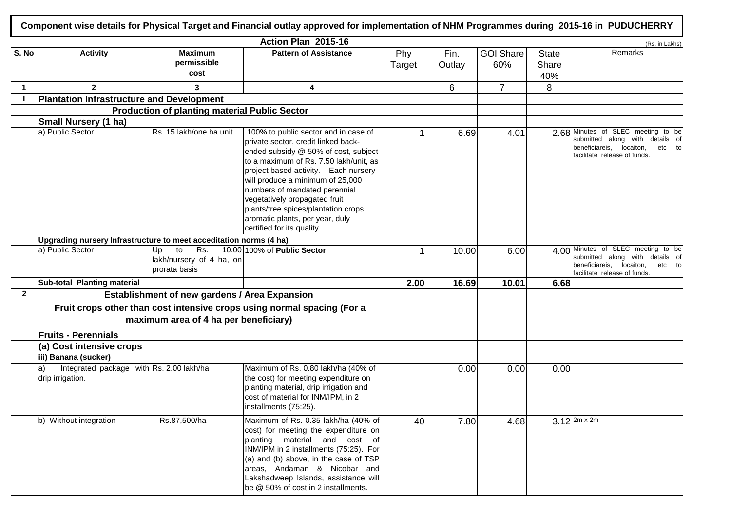**Component wise details for Physical Target and Financial outlay approved for implementation of NHM Programmes during 2015-16 in PUDUCHERRY**

| S. No | Activity | Maximum permissible cost | Pattern of Assistance | Phy Target | Fin. Outlay | GOI Share 60% | State Share 40% | Remarks |
|---|---|---|---|---|---|---|---|---|
| | | | Action Plan 2015-16 | | | | | (Rs. in Lakhs) |
| 1 | 2 | 3 | 4 | | 6 | 7 | 8 | |
| I | **Plantation Infrastructure and Development** | | | | | | | |
| | **Production of planting material Public Sector** | | | | | | | |
| | **Small Nursery (1 ha)** | | | | | | | |
| | a) Public Sector | Rs. 15 lakh/one ha unit | 100% to public sector and in case of private sector, credit linked back-ended subsidy @ 50% of cost, subject to a maximum of Rs. 7.50 lakh/unit, as project based activity. Each nursery will produce a minimum of 25,000 numbers of mandated perennial vegetatively propagated fruit plants/tree spices/plantation crops aromatic plants, per year, duly certified for its quality. | 1 | 6.69 | 4.01 | 2.68 | Minutes of SLEC meeting to be submitted along with details of beneficiareis, locaiton, etc to facilitate release of funds. |
| | **Upgrading nursery Infrastructure to meet acceditation norms (4 ha)** | | | | | | | |
| | a) Public Sector | Up to Rs. 10.00 lakh/nursery of 4 ha, on prorata basis | 100% of **Public Sector** | 1 | 10.00 | 6.00 | 4.00 | Minutes of SLEC meeting to be submitted along with details of beneficiareis, locaiton, etc to facilitate release of funds. |
| | **Sub-total Planting material** | | | **2.00** | **16.69** | **10.01** | **6.68** | |
| 2 | **Establishment of new gardens / Area Expansion** | | | | | | | |
| | **Fruit crops other than cost intensive crops using normal spacing (For a maximum area of 4 ha per beneficiary)** | | | | | | | |
| | **Fruits - Perennials** | | | | | | | |
| | **(a) Cost intensive crops** | | | | | | | |
| | **iii) Banana (sucker)** | | | | | | | |
| | a) Integrated package with drip irrigation. | Rs. 2.00 lakh/ha | Maximum of Rs. 0.80 lakh/ha (40% of the cost) for meeting expenditure on planting material, drip irrigation and cost of material for INM/IPM, in 2 installments (75:25). | | 0.00 | 0.00 | 0.00 | |
| | b) Without integration | Rs.87,500/ha | Maximum of Rs. 0.35 lakh/ha (40% of cost) for meeting the expenditure on planting material and cost of INM/IPM in 2 installments (75:25). For (a) and (b) above, in the case of TSP areas, Andaman & Nicobar and Lakshadweep Islands, assistance will be @ 50% of cost in 2 installments. | 40 | 7.80 | 4.68 | 3.12 | 2m x 2m |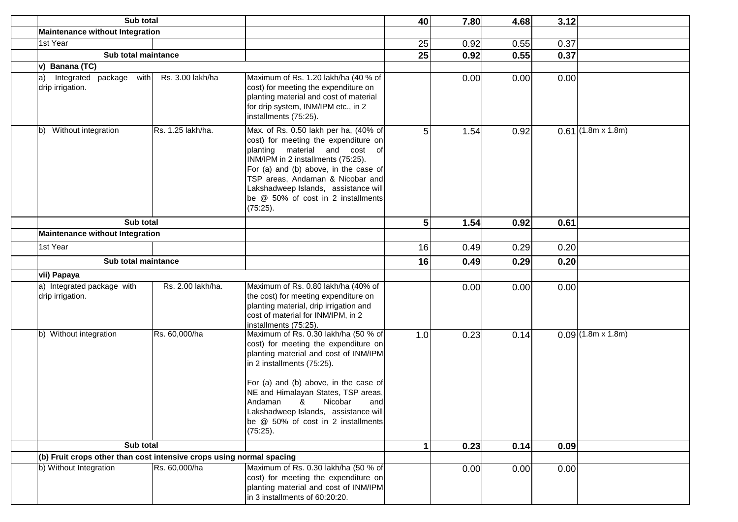| | | | | | | | | |
|---|---|---|---|---|---|---|---|---|
| | **Sub total** | | | **40** | **7.80** | **4.68** | **3.12** | |
| | **Maintenance without Integration** | | | | | | | |
| | 1st Year | | | 25 | 0.92 | 0.55 | 0.37 | |
| | **Sub total maintance** | | | **25** | **0.92** | **0.55** | **0.37** | |
| | **v) Banana (TC)** | | | | | | | |
| | a) Integrated package with drip irrigation. | Rs. 3.00 lakh/ha | Maximum of Rs. 1.20 lakh/ha (40 % of cost) for meeting the expenditure on planting material and cost of material for drip system, INM/IPM etc., in 2 installments (75:25). | | 0.00 | 0.00 | 0.00 | |
| | b) Without integration | Rs. 1.25 lakh/ha. | Max. of Rs. 0.50 lakh per ha, (40% of cost) for meeting the expenditure on planting material and cost of INM/IPM in 2 installments (75:25). For (a) and (b) above, in the case of TSP areas, Andaman & Nicobar and Lakshadweep Islands, assistance will be @ 50% of cost in 2 installments (75:25). | 5 | 1.54 | 0.92 | 0.61 | (1.8m x 1.8m) |
| | **Sub total** | | | **5** | **1.54** | **0.92** | **0.61** | |
| | **Maintenance without Integration** | | | | | | | |
| | 1st Year | | | 16 | 0.49 | 0.29 | 0.20 | |
| | **Sub total maintance** | | | **16** | **0.49** | **0.29** | **0.20** | |
| | **vii) Papaya** | | | | | | | |
| | a) Integrated package with drip irrigation. | Rs. 2.00 lakh/ha. | Maximum of Rs. 0.80 lakh/ha (40% of the cost) for meeting expenditure on planting material, drip irrigation and cost of material for INM/IPM, in 2 installments (75:25). | | 0.00 | 0.00 | 0.00 | |
| | b) Without integration | Rs. 60,000/ha | Maximum of Rs. 0.30 lakh/ha (50 % of cost) for meeting the expenditure on planting material and cost of INM/IPM in 2 installments (75:25).<br><br>For (a) and (b) above, in the case of NE and Himalayan States, TSP areas, Andaman & Nicobar and Lakshadweep Islands, assistance will be @ 50% of cost in 2 installments (75:25). | 1.0 | 0.23 | 0.14 | 0.09 | (1.8m x 1.8m) |
| | **Sub total** | | | **1** | **0.23** | **0.14** | **0.09** | |
| | **(b) Fruit crops other than cost intensive crops using normal spacing** | | | | | | | |
| | b) Without Integration | Rs. 60,000/ha | Maximum of Rs. 0.30 lakh/ha (50 % of cost) for meeting the expenditure on planting material and cost of INM/IPM in 3 installments of 60:20:20. | | 0.00 | 0.00 | 0.00 | |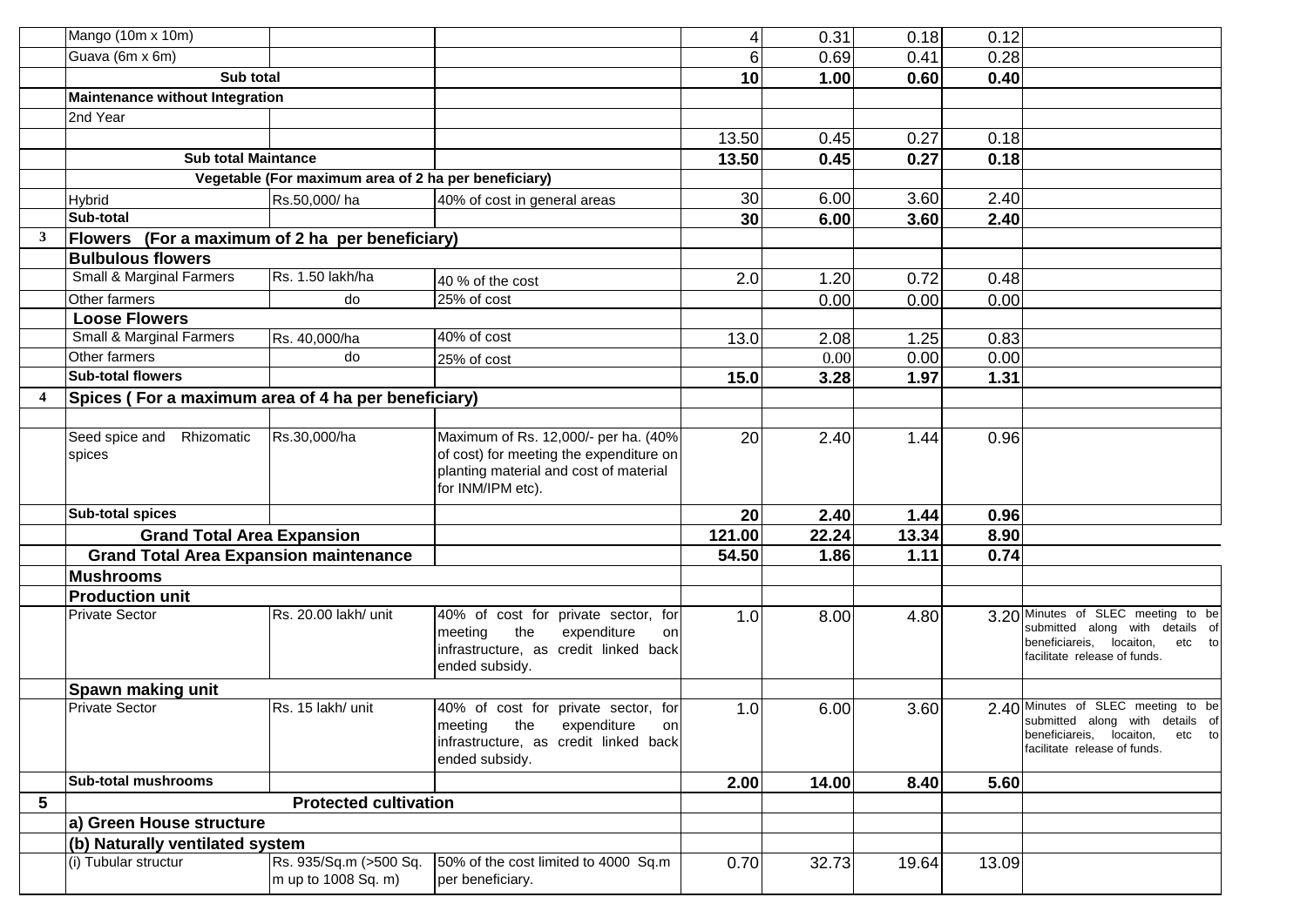| | | | | | | | | |
|---|---|---|---|---|---|---|---|---|
| | Mango (10m x 10m) | | | 4 | 0.31 | 0.18 | 0.12 | |
| | Guava (6m x 6m) | | | 6 | 0.69 | 0.41 | 0.28 | |
| | **Sub total** | | | **10** | **1.00** | **0.60** | **0.40** | |
| | **Maintenance without Integration** | | | | | | | |
| | 2nd Year | | | | | | | |
| | | | | 13.50 | 0.45 | 0.27 | 0.18 | |
| | **Sub total Maintance** | | | **13.50** | **0.45** | **0.27** | **0.18** | |
| | **Vegetable (For maximum area of 2 ha per beneficiary)** | | | | | | | |
| | Hybrid | Rs.50,000/ ha | 40% of cost in general areas | 30 | 6.00 | 3.60 | 2.40 | |
| | **Sub-total** | | | **30** | **6.00** | **3.60** | **2.40** | |
| **3** | **Flowers (For a maximum of 2 ha per beneficiary)** | | | | | | | |
| | **Bulbulous flowers** | | | | | | | |
| | Small & Marginal Farmers | Rs. 1.50 lakh/ha | 40 % of the cost | 2.0 | 1.20 | 0.72 | 0.48 | |
| | Other farmers | do | 25% of cost | | 0.00 | 0.00 | 0.00 | |
| | **Loose Flowers** | | | | | | | |
| | Small & Marginal Farmers | Rs. 40,000/ha | 40% of cost | 13.0 | 2.08 | 1.25 | 0.83 | |
| | Other farmers | do | 25% of cost | | 0.00 | 0.00 | 0.00 | |
| | **Sub-total flowers** | | | **15.0** | **3.28** | **1.97** | **1.31** | |
| **4** | **Spices ( For a maximum area of 4 ha per beneficiary)** | | | | | | | |
| | | | | | | | | |
| | Seed spice and Rhizomatic spices | Rs.30,000/ha | Maximum of Rs. 12,000/- per ha. (40% of cost) for meeting the expenditure on planting material and cost of material for INM/IPM etc). | 20 | 2.40 | 1.44 | 0.96 | |
| | **Sub-total spices** | | | **20** | **2.40** | **1.44** | **0.96** | |
| | **Grand Total Area Expansion** | | | **121.00** | **22.24** | **13.34** | **8.90** | |
| | **Grand Total Area Expansion maintenance** | | | **54.50** | **1.86** | **1.11** | **0.74** | |
| | **Mushrooms** | | | | | | | |
| | **Production unit** | | | | | | | |
| | Private Sector | Rs. 20.00 lakh/ unit | 40% of cost for private sector, for meeting the expenditure on infrastructure, as credit linked back ended subsidy. | 1.0 | 8.00 | 4.80 | 3.20 | Minutes of SLEC meeting to be submitted along with details of beneficiareis, locaiton, etc to facilitate release of funds. |
| | **Spawn making unit** | | | | | | | |
| | Private Sector | Rs. 15 lakh/ unit | 40% of cost for private sector, for meeting the expenditure on infrastructure, as credit linked back ended subsidy. | 1.0 | 6.00 | 3.60 | 2.40 | Minutes of SLEC meeting to be submitted along with details of beneficiareis, locaiton, etc to facilitate release of funds. |
| | **Sub-total mushrooms** | | | **2.00** | **14.00** | **8.40** | **5.60** | |
| **5** | **Protected cultivation** | | | | | | | |
| | **a) Green House structure** | | | | | | | |
| | **(b) Naturally ventilated system** | | | | | | | |
| | (i) Tubular structur | Rs. 935/Sq.m (>500 Sq. m up to 1008 Sq. m) | 50% of the cost limited to 4000 Sq.m per beneficiary. | 0.70 | 32.73 | 19.64 | 13.09 | |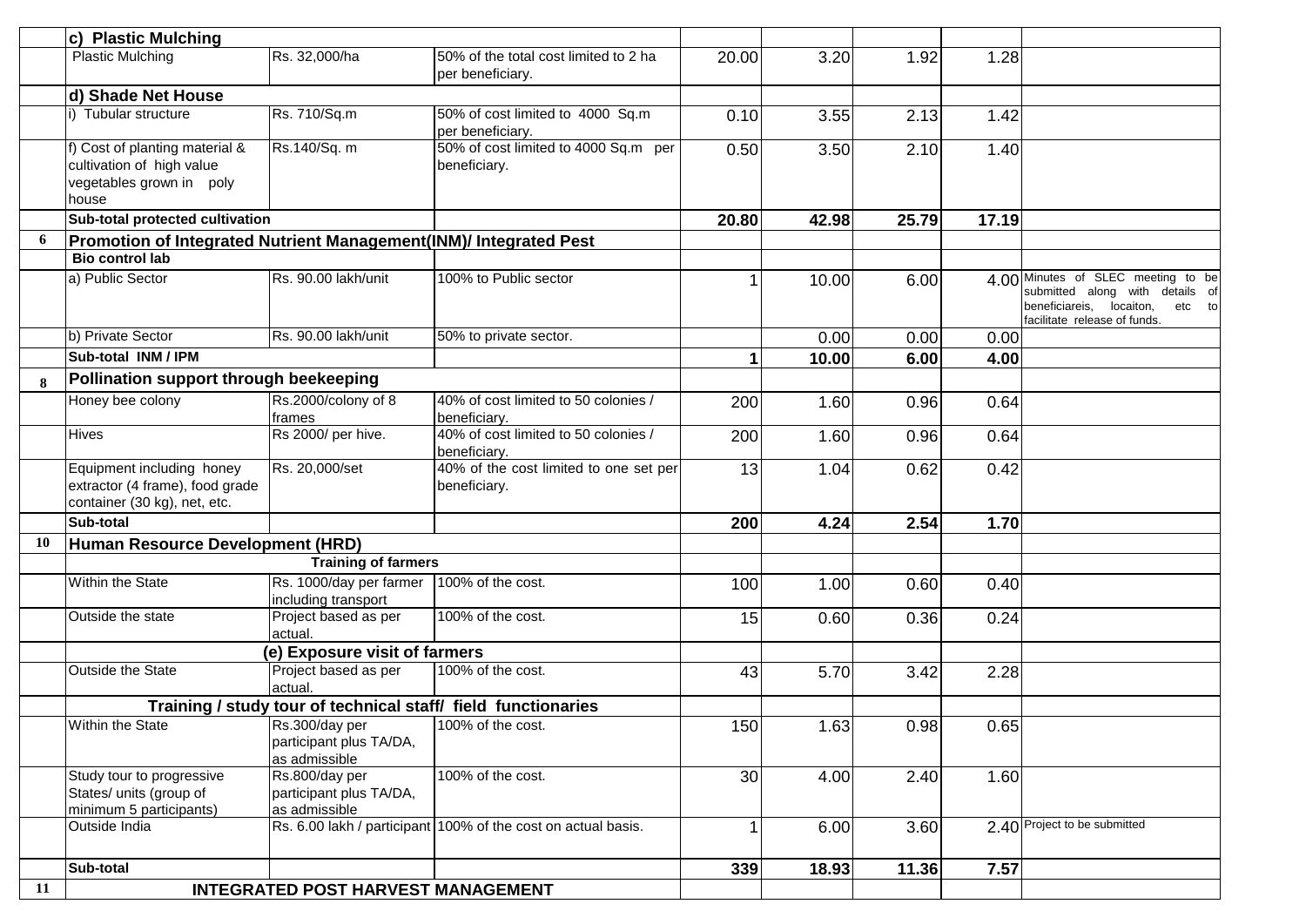| | c) Plastic Mulching | | | | | | | |
|---|---|---|---|---|---|---|---|---|
| | Plastic Mulching | Rs. 32,000/ha | 50% of the total cost limited to 2 ha per beneficiary. | 20.00 | 3.20 | 1.92 | 1.28 | |
| | d) Shade Net House | | | | | | | |
| | i) Tubular structure | Rs. 710/Sq.m | 50% of cost limited to 4000 Sq.m per beneficiary. | 0.10 | 3.55 | 2.13 | 1.42 | |
| | f) Cost of planting material & cultivation of high value vegetables grown in poly house | Rs.140/Sq. m | 50% of cost limited to 4000 Sq.m per beneficiary. | 0.50 | 3.50 | 2.10 | 1.40 | |
| | Sub-total protected cultivation | | | 20.80 | 42.98 | 25.79 | 17.19 | |
| 6 | Promotion of Integrated Nutrient Management(INM)/ Integrated Pest | | | | | | | |
| | Bio control lab | | | | | | | |
| | a) Public Sector | Rs. 90.00 lakh/unit | 100% to Public sector | 1 | 10.00 | 6.00 | 4.00 | Minutes of SLEC meeting to be submitted along with details of beneficiareis, locaiton, etc to facilitate release of funds. |
| | b) Private Sector | Rs. 90.00 lakh/unit | 50% to private sector. | | 0.00 | 0.00 | 0.00 | |
| | Sub-total INM / IPM | | | 1 | 10.00 | 6.00 | 4.00 | |
| 8 | Pollination support through beekeeping | | | | | | | |
| | Honey bee colony | Rs.2000/colony of 8 frames | 40% of cost limited to 50 colonies / beneficiary. | 200 | 1.60 | 0.96 | 0.64 | |
| | Hives | Rs 2000/ per hive. | 40% of cost limited to 50 colonies / beneficiary. | 200 | 1.60 | 0.96 | 0.64 | |
| | Equipment including honey extractor (4 frame), food grade container (30 kg), net, etc. | Rs. 20,000/set | 40% of the cost limited to one set per beneficiary. | 13 | 1.04 | 0.62 | 0.42 | |
| | Sub-total | | | 200 | 4.24 | 2.54 | 1.70 | |
| 10 | Human Resource Development (HRD) | | | | | | | |
| | | Training of farmers | | | | | | |
| | Within the State | Rs. 1000/day per farmer including transport | 100% of the cost. | 100 | 1.00 | 0.60 | 0.40 | |
| | Outside the state | Project based as per actual. | 100% of the cost. | 15 | 0.60 | 0.36 | 0.24 | |
| | | (e) Exposure visit of farmers | | | | | | |
| | Outside the State | Project based as per actual. | 100% of the cost. | 43 | 5.70 | 3.42 | 2.28 | |
| | Training / study tour of technical staff/ field functionaries | | | | | | | |
| | Within the State | Rs.300/day per participant plus TA/DA, as admissible | 100% of the cost. | 150 | 1.63 | 0.98 | 0.65 | |
| | Study tour to progressive States/ units (group of minimum 5 participants) | Rs.800/day per participant plus TA/DA, as admissible | 100% of the cost. | 30 | 4.00 | 2.40 | 1.60 | |
| | Outside India | Rs. 6.00 lakh / participant | 100% of the cost on actual basis. | 1 | 6.00 | 3.60 | 2.40 | Project to be submitted |
| | Sub-total | | | 339 | 18.93 | 11.36 | 7.57 | |
| 11 | INTEGRATED POST HARVEST MANAGEMENT | | | | | | | |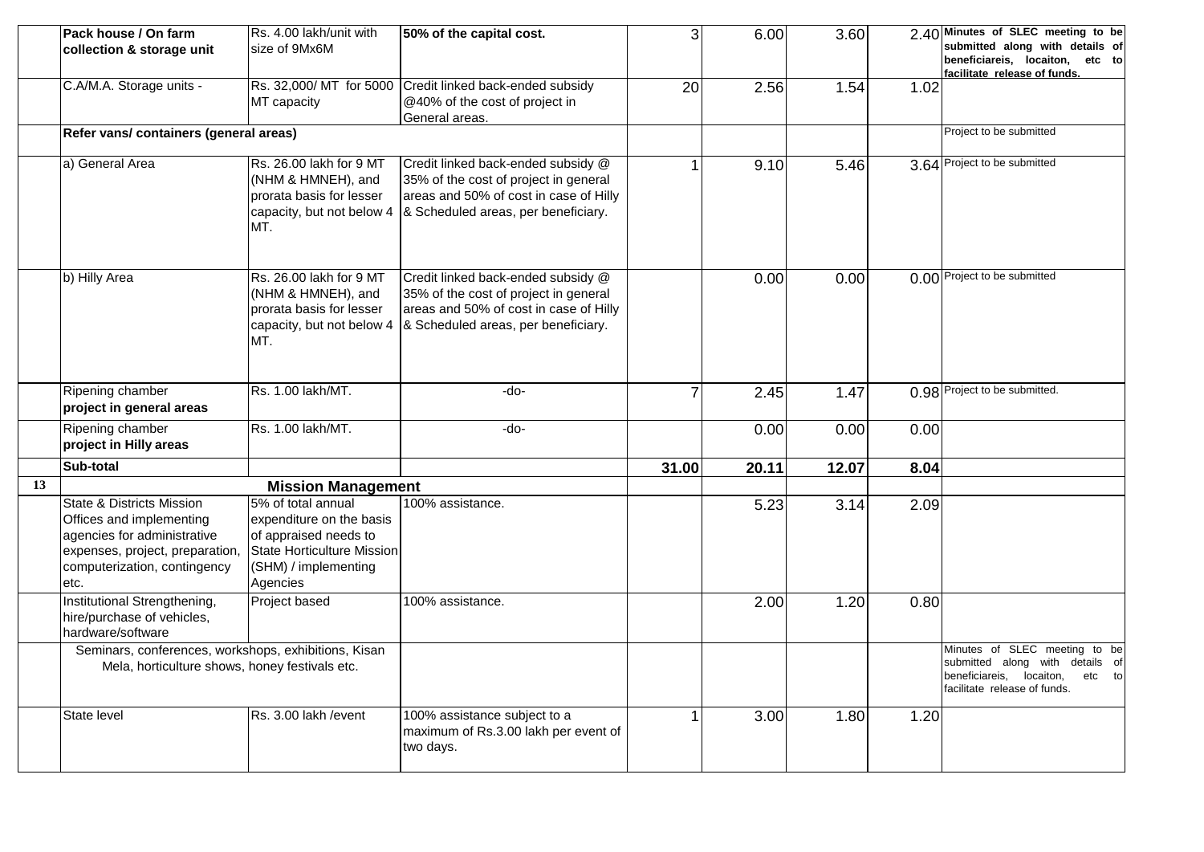| | | | | | | | | |
|---|---|---|---|---|---|---|---|---|
| | **Pack house / On farm collection & storage unit** | Rs. 4.00 lakh/unit with size of 9Mx6M | **50% of the capital cost.** | 3 | 6.00 | 3.60 | 2.40 | **Minutes of SLEC meeting to be submitted along with details of beneficiareis, locaiton, etc to facilitate release of funds.** |
| | C.A/M.A. Storage units - | Rs. 32,000/ MT for 5000 MT capacity | Credit linked back-ended subsidy @40% of the cost of project in General areas. | 20 | 2.56 | 1.54 | 1.02 | |
| | **Refer vans/ containers (general areas)** | | | | | | | Project to be submitted |
| | a) General Area | Rs. 26.00 lakh for 9 MT (NHM & HMNEH), and prorata basis for lesser capacity, but not below 4 MT. | Credit linked back-ended subsidy @ 35% of the cost of project in general areas and 50% of cost in case of Hilly & Scheduled areas, per beneficiary. | 1 | 9.10 | 5.46 | 3.64 | Project to be submitted |
| | b) Hilly Area | Rs. 26.00 lakh for 9 MT (NHM & HMNEH), and prorata basis for lesser capacity, but not below 4 MT. | Credit linked back-ended subsidy @ 35% of the cost of project in general areas and 50% of cost in case of Hilly & Scheduled areas, per beneficiary. | | 0.00 | 0.00 | 0.00 | Project to be submitted |
| | Ripening chamber **project in general areas** | Rs. 1.00 lakh/MT. | -do- | 7 | 2.45 | 1.47 | 0.98 | Project to be submitted. |
| | Ripening chamber **project in Hilly areas** | Rs. 1.00 lakh/MT. | -do- | | 0.00 | 0.00 | 0.00 | |
| | **Sub-total** | | | **31.00** | **20.11** | **12.07** | **8.04** | |
| **13** | | **Mission Management** | | | | | | |
| | State & Districts Mission Offices and implementing agencies for administrative expenses, project, preparation, computerization, contingency etc. | 5% of total annual expenditure on the basis of appraised needs to State Horticulture Mission (SHM) / implementing Agencies | 100% assistance. | | 5.23 | 3.14 | 2.09 | |
| | Institutional Strengthening, hire/purchase of vehicles, hardware/software | Project based | 100% assistance. | | 2.00 | 1.20 | 0.80 | |
| | Seminars, conferences, workshops, exhibitions, Kisan Mela, horticulture shows, honey festivals etc. | | | | | | | Minutes of SLEC meeting to be submitted along with details of beneficiareis, locaiton, etc to facilitate release of funds. |
| | State level | Rs. 3.00 lakh /event | 100% assistance subject to a maximum of Rs.3.00 lakh per event of two days. | 1 | 3.00 | 1.80 | 1.20 | |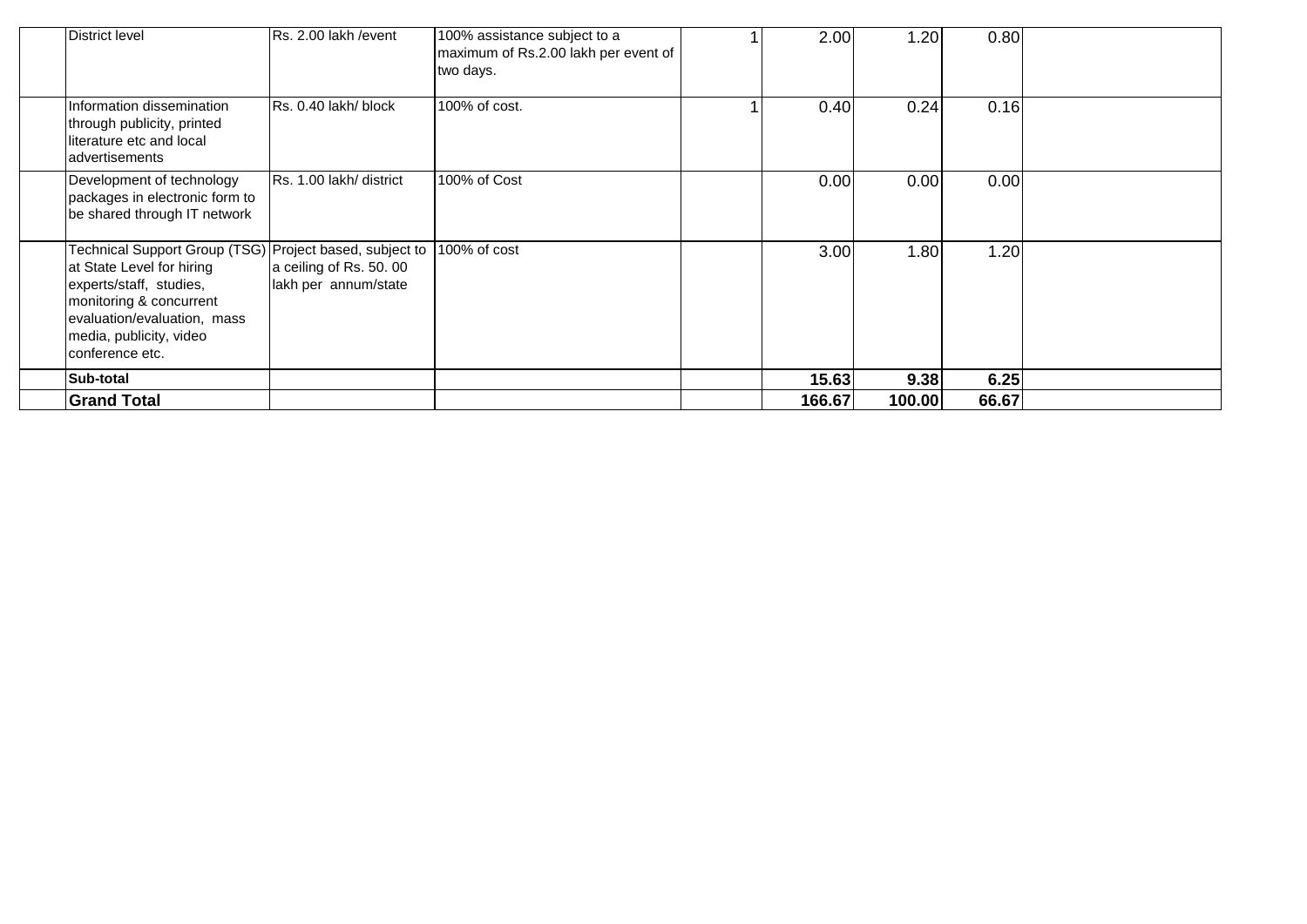| | | | | | | | | |
|---|---|---|---|---|---|---|---|---|
| | District level | Rs. 2.00 lakh /event | 100% assistance subject to a maximum of Rs.2.00 lakh per event of two days. | 1 | 2.00 | 1.20 | 0.80 | |
| | Information dissemination through publicity, printed literature etc and local advertisements | Rs. 0.40 lakh/ block | 100% of cost. | 1 | 0.40 | 0.24 | 0.16 | |
| | Development of technology packages in electronic form to be shared through IT network | Rs. 1.00 lakh/ district | 100% of Cost | | 0.00 | 0.00 | 0.00 | |
| | Technical Support Group (TSG) at State Level for hiring experts/staff, studies, monitoring & concurrent evaluation/evaluation, mass media, publicity, video conference etc. | Project based, subject to a ceiling of Rs. 50. 00 lakh per annum/state | 100% of cost | | 3.00 | 1.80 | 1.20 | |
| | **Sub-total** | | | | **15.63** | **9.38** | **6.25** | |
| | **Grand Total** | | | | **166.67** | **100.00** | **66.67** | |